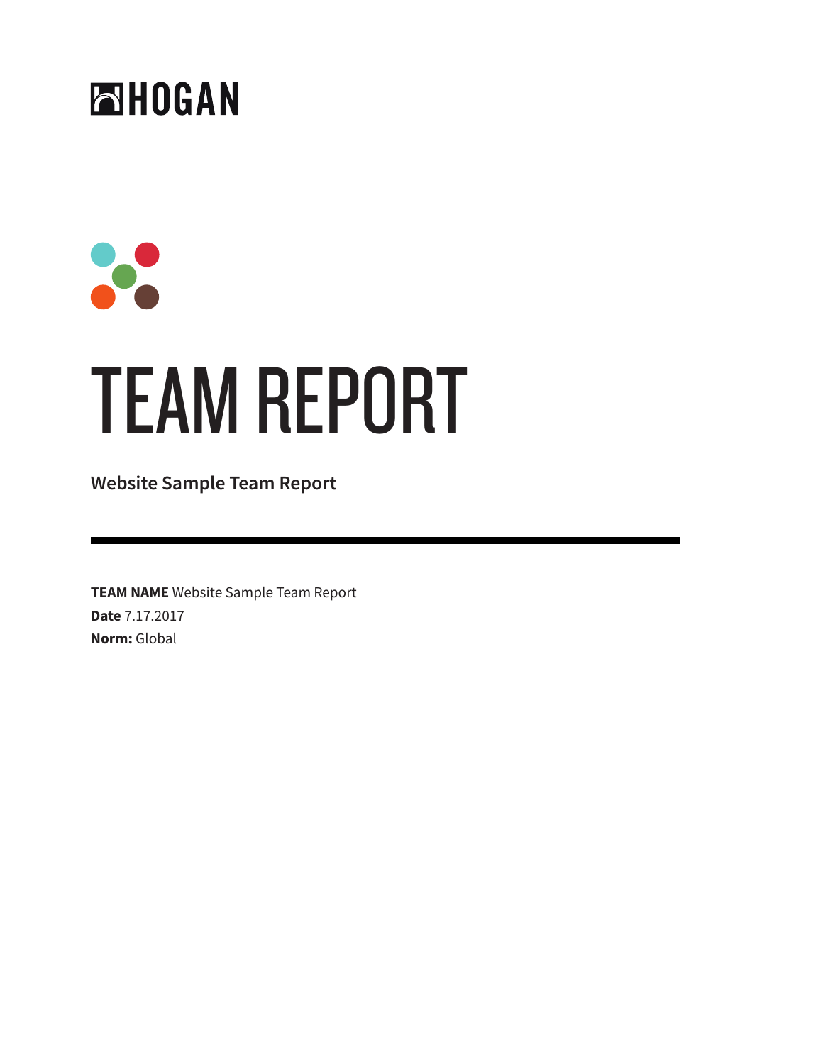HOGAN

# TEAM REPORT

**Website Sample Team Report**

---

**TEAM NAME** Website Sample Team Report
**Date** 7.17.2017
**Norm:** Global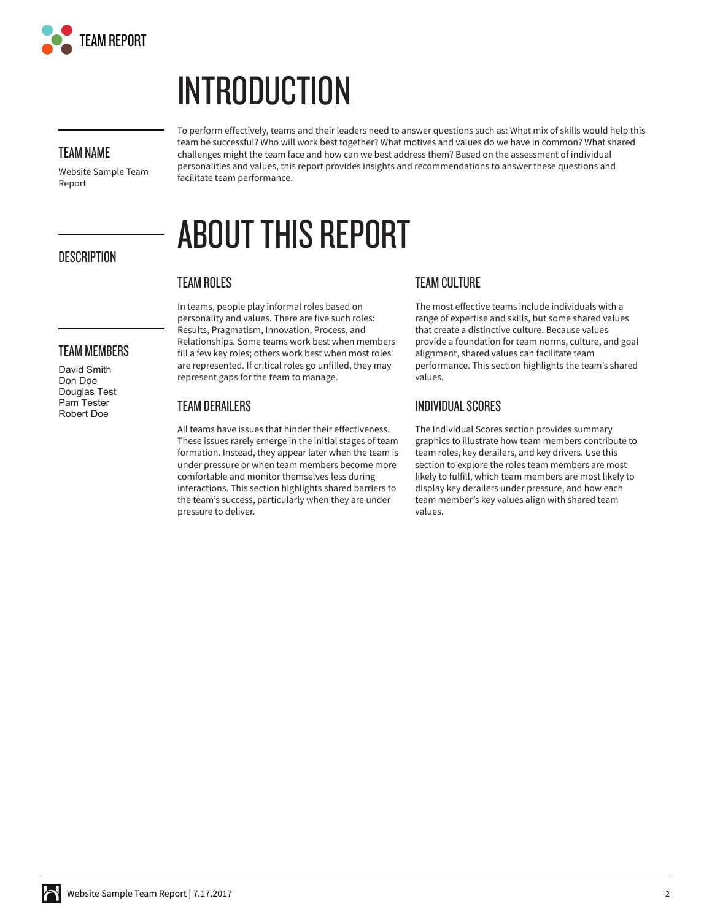# INTRODUCTION

## TEAM NAME

Website Sample Team Report

To perform effectively, teams and their leaders need to answer questions such as: What mix of skills would help this team be successful? Who will work best together? What motives and values do we have in common? What shared challenges might the team face and how can we best address them? Based on the assessment of individual personalities and values, this report provides insights and recommendations to answer these questions and facilitate team performance.

## DESCRIPTION

# ABOUT THIS REPORT

### TEAM ROLES

In teams, people play informal roles based on personality and values. There are five such roles: Results, Pragmatism, Innovation, Process, and Relationships. Some teams work best when members fill a few key roles; others work best when most roles are represented. If critical roles go unfilled, they may represent gaps for the team to manage.

### TEAM DERAILERS

All teams have issues that hinder their effectiveness. These issues rarely emerge in the initial stages of team formation. Instead, they appear later when the team is under pressure or when team members become more comfortable and monitor themselves less during interactions. This section highlights shared barriers to the team's success, particularly when they are under pressure to deliver.

### TEAM CULTURE

The most effective teams include individuals with a range of expertise and skills, but some shared values that create a distinctive culture. Because values provide a foundation for team norms, culture, and goal alignment, shared values can facilitate team performance. This section highlights the team's shared values.

### INDIVIDUAL SCORES

The Individual Scores section provides summary graphics to illustrate how team members contribute to team roles, key derailers, and key drivers. Use this section to explore the roles team members are most likely to fulfill, which team members are most likely to display key derailers under pressure, and how each team member's key values align with shared team values.

## TEAM MEMBERS

David Smith
Don Doe
Douglas Test
Pam Tester
Robert Doe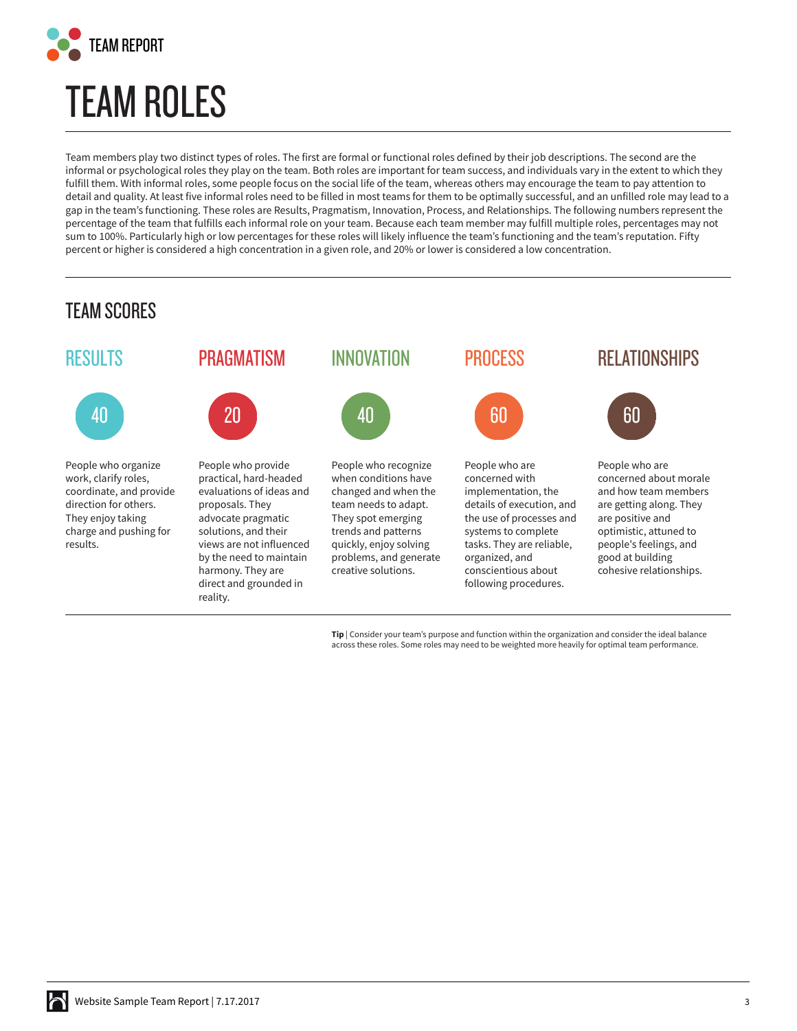# TEAM ROLES

Team members play two distinct types of roles. The first are formal or functional roles defined by their job descriptions. The second are the informal or psychological roles they play on the team. Both roles are important for team success, and individuals vary in the extent to which they fulfill them. With informal roles, some people focus on the social life of the team, whereas others may encourage the team to pay attention to detail and quality. At least five informal roles need to be filled in most teams for them to be optimally successful, and an unfilled role may lead to a gap in the team's functioning. These roles are Results, Pragmatism, Innovation, Process, and Relationships. The following numbers represent the percentage of the team that fulfills each informal role on your team. Because each team member may fulfill multiple roles, percentages may not sum to 100%. Particularly high or low percentages for these roles will likely influence the team's functioning and the team's reputation. Fifty percent or higher is considered a high concentration in a given role, and 20% or lower is considered a low concentration.

## TEAM SCORES

### RESULTS

40

People who organize work, clarify roles, coordinate, and provide direction for others. They enjoy taking charge and pushing for results.

### PRAGMATISM

20

People who provide practical, hard-headed evaluations of ideas and proposals. They advocate pragmatic solutions, and their views are not influenced by the need to maintain harmony. They are direct and grounded in reality.

### INNOVATION

40

People who recognize when conditions have changed and when the team needs to adapt. They spot emerging trends and patterns quickly, enjoy solving problems, and generate creative solutions.

### PROCESS

60

People who are concerned with implementation, the details of execution, and the use of processes and systems to complete tasks. They are reliable, organized, and conscientious about following procedures.

### RELATIONSHIPS

60

People who are concerned about morale and how team members are getting along. They are positive and optimistic, attuned to people's feelings, and good at building cohesive relationships.

**Tip** | Consider your team's purpose and function within the organization and consider the ideal balance across these roles. Some roles may need to be weighted more heavily for optimal team performance.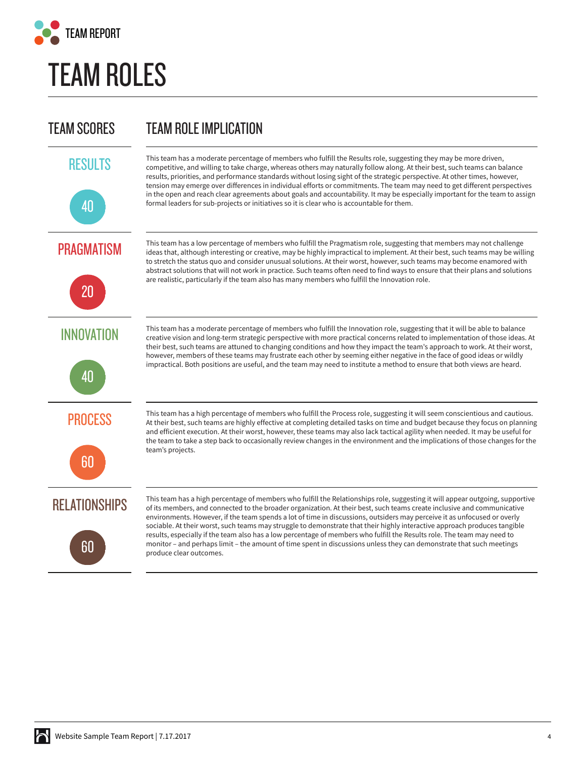# TEAM ROLES

| TEAM SCORES | TEAM ROLE IMPLICATION |
|---|---|
| RESULTS 40 | This team has a moderate percentage of members who fulfill the Results role, suggesting they may be more driven, competitive, and willing to take charge, whereas others may naturally follow along. At their best, such teams can balance results, priorities, and performance standards without losing sight of the strategic perspective. At other times, however, tension may emerge over differences in individual efforts or commitments. The team may need to get different perspectives in the open and reach clear agreements about goals and accountability. It may be especially important for the team to assign formal leaders for sub-projects or initiatives so it is clear who is accountable for them. |
| PRAGMATISM 20 | This team has a low percentage of members who fulfill the Pragmatism role, suggesting that members may not challenge ideas that, although interesting or creative, may be highly impractical to implement. At their best, such teams may be willing to stretch the status quo and consider unusual solutions. At their worst, however, such teams may become enamored with abstract solutions that will not work in practice. Such teams often need to find ways to ensure that their plans and solutions are realistic, particularly if the team also has many members who fulfill the Innovation role. |
| INNOVATION 40 | This team has a moderate percentage of members who fulfill the Innovation role, suggesting that it will be able to balance creative vision and long-term strategic perspective with more practical concerns related to implementation of those ideas. At their best, such teams are attuned to changing conditions and how they impact the team's approach to work. At their worst, however, members of these teams may frustrate each other by seeming either negative in the face of good ideas or wildly impractical. Both positions are useful, and the team may need to institute a method to ensure that both views are heard. |
| PROCESS 60 | This team has a high percentage of members who fulfill the Process role, suggesting it will seem conscientious and cautious. At their best, such teams are highly effective at completing detailed tasks on time and budget because they focus on planning and efficient execution. At their worst, however, these teams may also lack tactical agility when needed. It may be useful for the team to take a step back to occasionally review changes in the environment and the implications of those changes for the team's projects. |
| RELATIONSHIPS 60 | This team has a high percentage of members who fulfill the Relationships role, suggesting it will appear outgoing, supportive of its members, and connected to the broader organization. At their best, such teams create inclusive and communicative environments. However, if the team spends a lot of time in discussions, outsiders may perceive it as unfocused or overly sociable. At their worst, such teams may struggle to demonstrate that their highly interactive approach produces tangible results, especially if the team also has a low percentage of members who fulfill the Results role. The team may need to monitor – and perhaps limit – the amount of time spent in discussions unless they can demonstrate that such meetings produce clear outcomes. |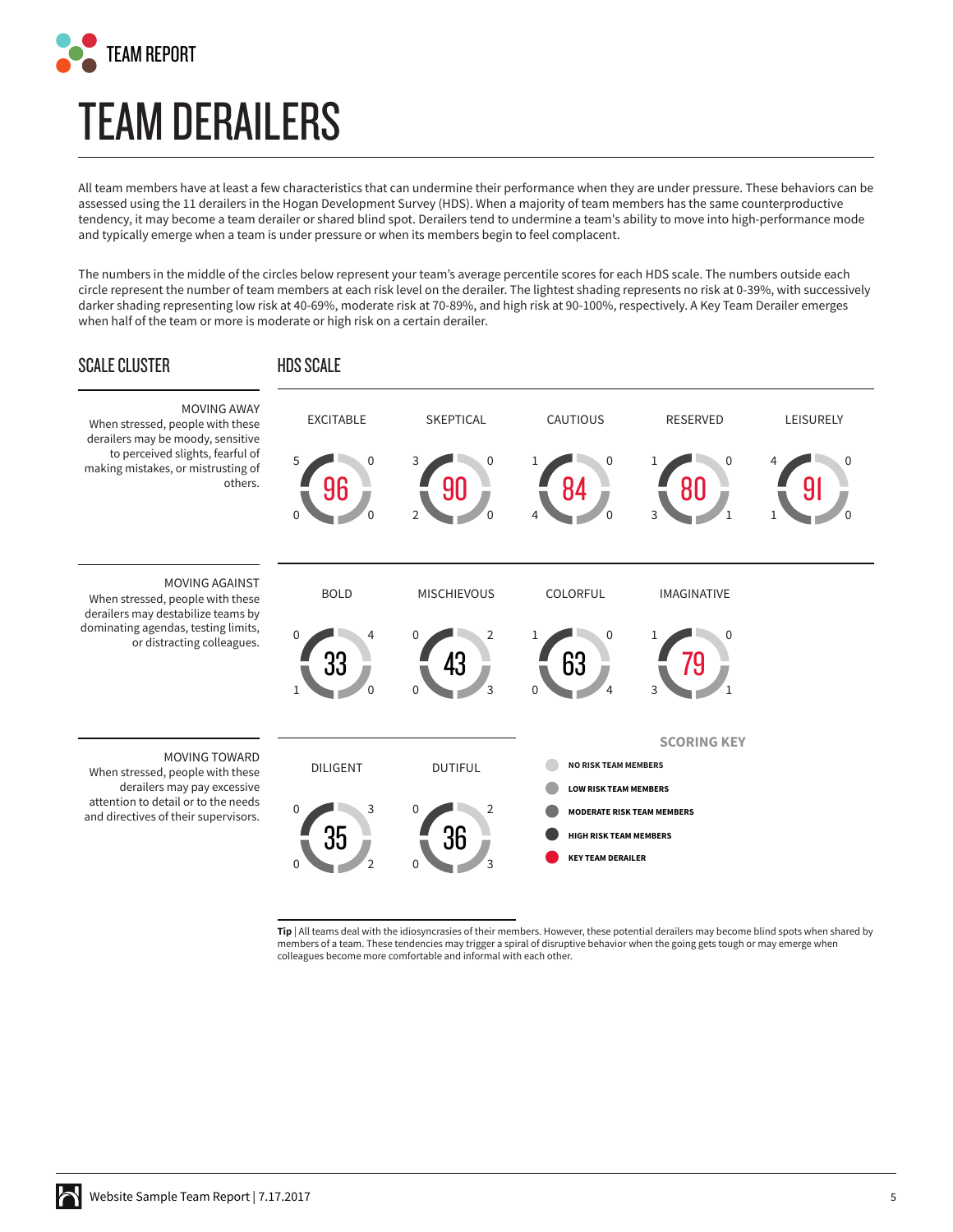# TEAM DERAILERS

All team members have at least a few characteristics that can undermine their performance when they are under pressure. These behaviors can be assessed using the 11 derailers in the Hogan Development Survey (HDS). When a majority of team members has the same counterproductive tendency, it may become a team derailer or shared blind spot. Derailers tend to undermine a team's ability to move into high-performance mode and typically emerge when a team is under pressure or when its members begin to feel complacent.

The numbers in the middle of the circles below represent your team's average percentile scores for each HDS scale. The numbers outside each circle represent the number of team members at each risk level on the derailer. The lightest shading represents no risk at 0-39%, with successively darker shading representing low risk at 40-69%, moderate risk at 70-89%, and high risk at 90-100%, respectively. A Key Team Derailer emerges when half of the team or more is moderate or high risk on a certain derailer.

| SCALE CLUSTER | HDS SCALE | Average Score | High Risk | No Risk | Low Risk | Moderate Risk |
|---|---|---|---|---|---|---|
| MOVING AWAY | EXCITABLE | 96 (Key Team Derailer) | 5 | 0 | 0 | 0 |
| | SKEPTICAL | 90 (Key Team Derailer) | 3 | 0 | 0 | 2 |
| | CAUTIOUS | 84 (Key Team Derailer) | 1 | 0 | 0 | 4 |
| | RESERVED | 80 (Key Team Derailer) | 1 | 0 | 1 | 3 |
| | LEISURELY | 91 (Key Team Derailer) | 4 | 0 | 0 | 1 |
| MOVING AGAINST | BOLD | 33 | 0 | 4 | 0 | 1 |
| | MISCHIEVOUS | 43 | 0 | 2 | 3 | 0 |
| | COLORFUL | 63 | 1 | 0 | 4 | 0 |
| | IMAGINATIVE | 79 (Key Team Derailer) | 1 | 0 | 1 | 3 |
| MOVING TOWARD | DILIGENT | 35 | 0 | 3 | 2 | 0 |
| | DUTIFUL | 36 | 0 | 2 | 3 | 0 |

**MOVING AWAY:** When stressed, people with these derailers may be moody, sensitive to perceived slights, fearful of making mistakes, or mistrusting of others.

**MOVING AGAINST:** When stressed, people with these derailers may destabilize teams by dominating agendas, testing limits, or distracting colleagues.

**MOVING TOWARD:** When stressed, people with these derailers may pay excessive attention to detail or to the needs and directives of their supervisors.

**SCORING KEY**

- NO RISK TEAM MEMBERS
- LOW RISK TEAM MEMBERS
- MODERATE RISK TEAM MEMBERS
- HIGH RISK TEAM MEMBERS
- KEY TEAM DERAILER

**Tip** | All teams deal with the idiosyncrasies of their members. However, these potential derailers may become blind spots when shared by members of a team. These tendencies may trigger a spiral of disruptive behavior when the going gets tough or may emerge when colleagues become more comfortable and informal with each other.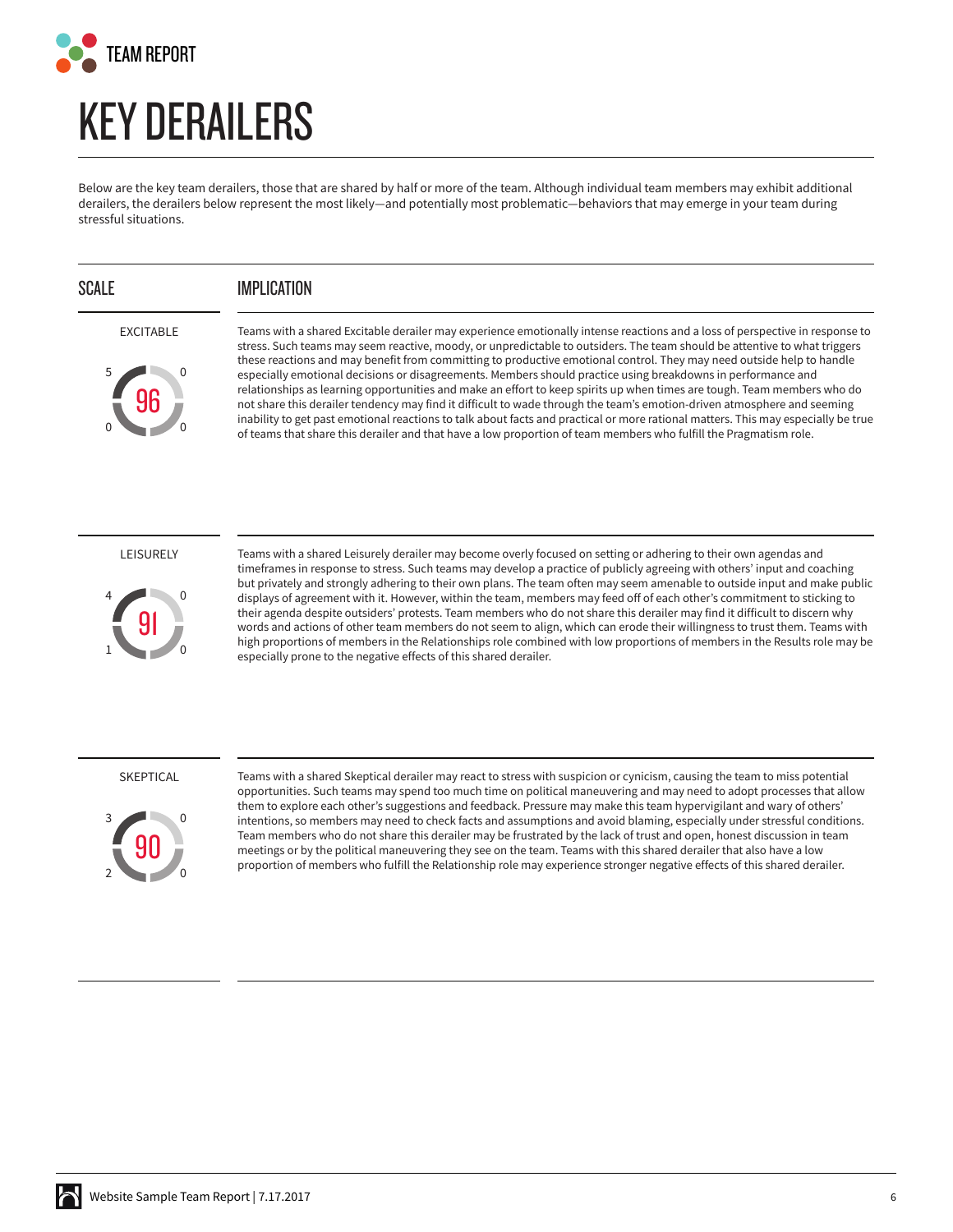# KEY DERAILERS

Below are the key team derailers, those that are shared by half or more of the team. Although individual team members may exhibit additional derailers, the derailers below represent the most likely—and potentially most problematic—behaviors that may emerge in your team during stressful situations.

| SCALE | IMPLICATION |
|---|---|
| EXCITABLE — 96 (5, 0, 0, 0) | Teams with a shared Excitable derailer may experience emotionally intense reactions and a loss of perspective in response to stress. Such teams may seem reactive, moody, or unpredictable to outsiders. The team should be attentive to what triggers these reactions and may benefit from committing to productive emotional control. They may need outside help to handle especially emotional decisions or disagreements. Members should practice using breakdowns in performance and relationships as learning opportunities and make an effort to keep spirits up when times are tough. Team members who do not share this derailer tendency may find it difficult to wade through the team's emotion-driven atmosphere and seeming inability to get past emotional reactions to talk about facts and practical or more rational matters. This may especially be true of teams that share this derailer and that have a low proportion of team members who fulfill the Pragmatism role. |
| LEISURELY — 91 (4, 0, 1, 0) | Teams with a shared Leisurely derailer may become overly focused on setting or adhering to their own agendas and timeframes in response to stress. Such teams may develop a practice of publicly agreeing with others' input and coaching but privately and strongly adhering to their own plans. The team often may seem amenable to outside input and make public displays of agreement with it. However, within the team, members may feed off of each other's commitment to sticking to their agenda despite outsiders' protests. Team members who do not share this derailer may find it difficult to discern why words and actions of other team members do not seem to align, which can erode their willingness to trust them. Teams with high proportions of members in the Relationships role combined with low proportions of members in the Results role may be especially prone to the negative effects of this shared derailer. |
| SKEPTICAL — 90 (3, 0, 2, 0) | Teams with a shared Skeptical derailer may react to stress with suspicion or cynicism, causing the team to miss potential opportunities. Such teams may spend too much time on political maneuvering and may need to adopt processes that allow them to explore each other's suggestions and feedback. Pressure may make this team hypervigilant and wary of others' intentions, so members may need to check facts and assumptions and avoid blaming, especially under stressful conditions. Team members who do not share this derailer may be frustrated by the lack of trust and open, honest discussion in team meetings or by the political maneuvering they see on the team. Teams with this shared derailer that also have a low proportion of members who fulfill the Relationship role may experience stronger negative effects of this shared derailer. |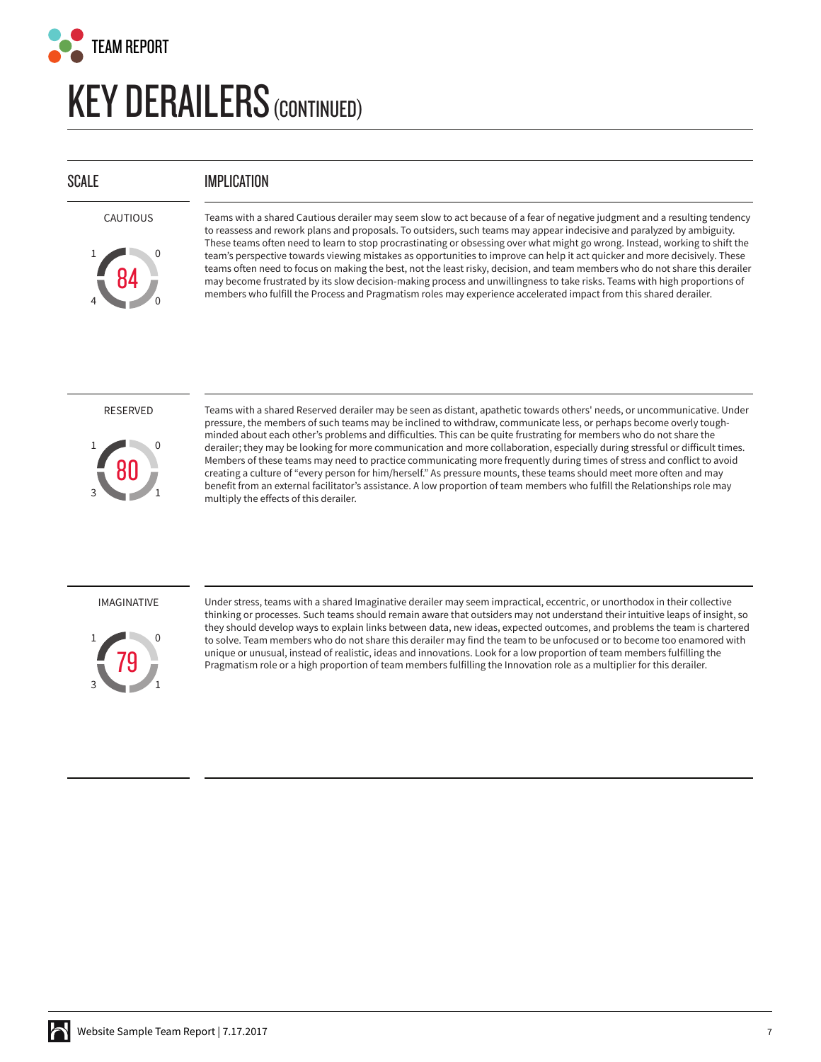# KEY DERAILERS (CONTINUED)

| SCALE | IMPLICATION |
| --- | --- |
| CAUTIOUS<br>84<br>1 / 0 / 4 / 0 | Teams with a shared Cautious derailer may seem slow to act because of a fear of negative judgment and a resulting tendency to reassess and rework plans and proposals. To outsiders, such teams may appear indecisive and paralyzed by ambiguity. These teams often need to learn to stop procrastinating or obsessing over what might go wrong. Instead, working to shift the team's perspective towards viewing mistakes as opportunities to improve can help it act quicker and more decisively. These teams often need to focus on making the best, not the least risky, decision, and team members who do not share this derailer may become frustrated by its slow decision-making process and unwillingness to take risks. Teams with high proportions of members who fulfill the Process and Pragmatism roles may experience accelerated impact from this shared derailer. |
| RESERVED<br>80<br>1 / 0 / 3 / 1 | Teams with a shared Reserved derailer may be seen as distant, apathetic towards others' needs, or uncommunicative. Under pressure, the members of such teams may be inclined to withdraw, communicate less, or perhaps become overly tough-minded about each other's problems and difficulties. This can be quite frustrating for members who do not share the derailer; they may be looking for more communication and more collaboration, especially during stressful or difficult times. Members of these teams may need to practice communicating more frequently during times of stress and conflict to avoid creating a culture of "every person for him/herself." As pressure mounts, these teams should meet more often and may benefit from an external facilitator's assistance. A low proportion of team members who fulfill the Relationships role may multiply the effects of this derailer. |
| IMAGINATIVE<br>79<br>1 / 0 / 3 / 1 | Under stress, teams with a shared Imaginative derailer may seem impractical, eccentric, or unorthodox in their collective thinking or processes. Such teams should remain aware that outsiders may not understand their intuitive leaps of insight, so they should develop ways to explain links between data, new ideas, expected outcomes, and problems the team is chartered to solve. Team members who do not share this derailer may find the team to be unfocused or to become too enamored with unique or unusual, instead of realistic, ideas and innovations. Look for a low proportion of team members fulfilling the Pragmatism role or a high proportion of team members fulfilling the Innovation role as a multiplier for this derailer. |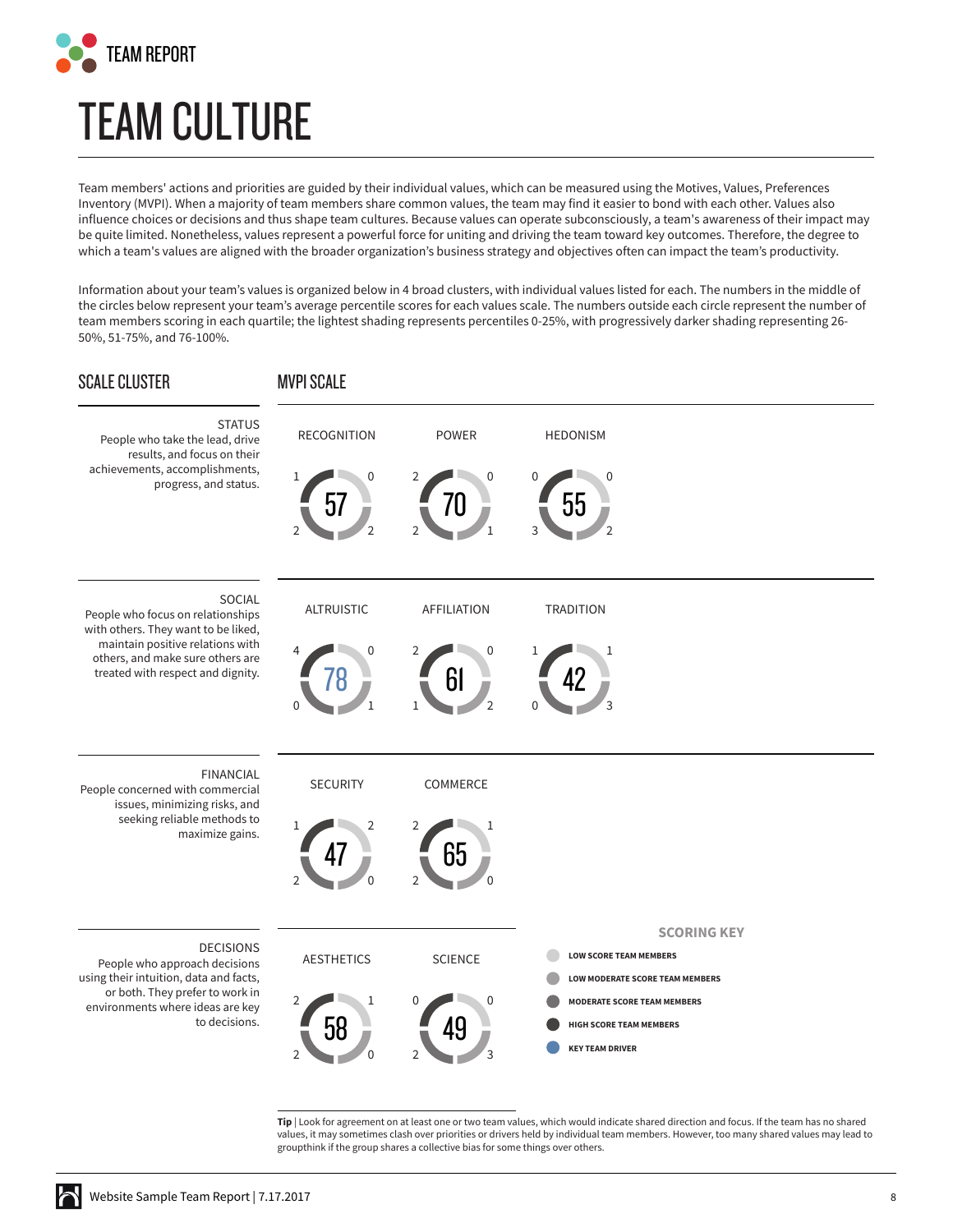# TEAM CULTURE

Team members' actions and priorities are guided by their individual values, which can be measured using the Motives, Values, Preferences Inventory (MVPI). When a majority of team members share common values, the team may find it easier to bond with each other. Values also influence choices or decisions and thus shape team cultures. Because values can operate subconsciously, a team's awareness of their impact may be quite limited. Nonetheless, values represent a powerful force for uniting and driving the team toward key outcomes. Therefore, the degree to which a team's values are aligned with the broader organization's business strategy and objectives often can impact the team's productivity.

Information about your team's values is organized below in 4 broad clusters, with individual values listed for each. The numbers in the middle of the circles below represent your team's average percentile scores for each values scale. The numbers outside each circle represent the number of team members scoring in each quartile; the lightest shading represents percentiles 0-25%, with progressively darker shading representing 26-50%, 51-75%, and 76-100%.

| SCALE CLUSTER | MVPI SCALE | Average | Top left | Top right | Bottom left | Bottom right |
|---|---|---|---|---|---|---|
| STATUS<br>People who take the lead, drive results, and focus on their achievements, accomplishments, progress, and status. | RECOGNITION | 57 | 1 | 0 | 2 | 2 |
| | POWER | 70 | 2 | 0 | 2 | 1 |
| | HEDONISM | 55 | 0 | 0 | 3 | 2 |
| SOCIAL<br>People who focus on relationships with others. They want to be liked, maintain positive relations with others, and make sure others are treated with respect and dignity. | ALTRUISTIC | 78 | 4 | 0 | 0 | 1 |
| | AFFILIATION | 61 | 2 | 0 | 1 | 2 |
| | TRADITION | 42 | 1 | 1 | 0 | 3 |
| FINANCIAL<br>People concerned with commercial issues, minimizing risks, and seeking reliable methods to maximize gains. | SECURITY | 47 | 1 | 2 | 2 | 0 |
| | COMMERCE | 65 | 2 | 1 | 2 | 0 |
| DECISIONS<br>People who approach decisions using their intuition, data and facts, or both. They prefer to work in environments where ideas are key to decisions. | AESTHETICS | 58 | 2 | 1 | 2 | 0 |
| | SCIENCE | 49 | 0 | 0 | 2 | 3 |

**SCORING KEY**

- LOW SCORE TEAM MEMBERS
- LOW MODERATE SCORE TEAM MEMBERS
- MODERATE SCORE TEAM MEMBERS
- HIGH SCORE TEAM MEMBERS
- KEY TEAM DRIVER

**Tip** | Look for agreement on at least one or two team values, which would indicate shared direction and focus. If the team has no shared values, it may sometimes clash over priorities or drivers held by individual team members. However, too many shared values may lead to groupthink if the group shares a collective bias for some things over others.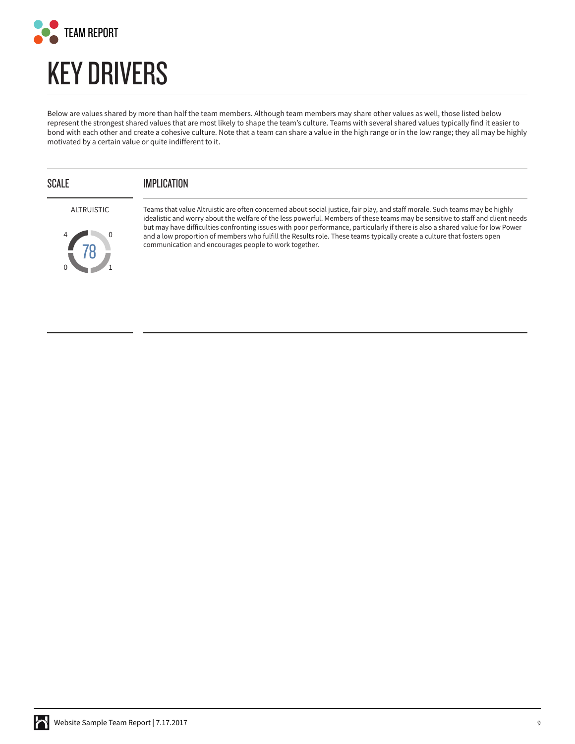# KEY DRIVERS

Below are values shared by more than half the team members. Although team members may share other values as well, those listed below represent the strongest shared values that are most likely to shape the team's culture. Teams with several shared values typically find it easier to bond with each other and create a cohesive culture. Note that a team can share a value in the high range or in the low range; they all may be highly motivated by a certain value or quite indifferent to it.

| SCALE | IMPLICATION |
| --- | --- |
| ALTRUISTIC<br>78<br>4 0<br>0 1 | Teams that value Altruistic are often concerned about social justice, fair play, and staff morale. Such teams may be highly idealistic and worry about the welfare of the less powerful. Members of these teams may be sensitive to staff and client needs but may have difficulties confronting issues with poor performance, particularly if there is also a shared value for low Power and a low proportion of members who fulfill the Results role. These teams typically create a culture that fosters open communication and encourages people to work together. |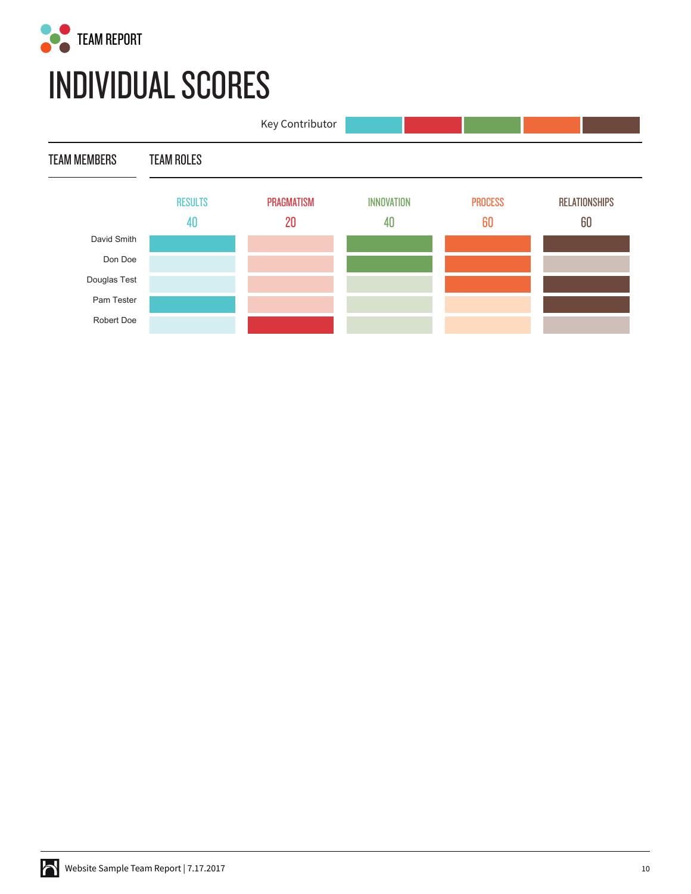# INDIVIDUAL SCORES

Key Contributor: ■

| TEAM MEMBERS | TEAM ROLES | | | | |
|---|---|---|---|---|---|
| | RESULTS | PRAGMATISM | INNOVATION | PROCESS | RELATIONSHIPS |
| | 40 | 20 | 40 | 60 | 60 |
| David Smith | ■ | | ■ | ■ | ■ |
| Don Doe | | | ■ | ■ | |
| Douglas Test | | | | ■ | ■ |
| Pam Tester | ■ | | | | ■ |
| Robert Doe | | ■ | | | |

Website Sample Team Report | 7.17.2017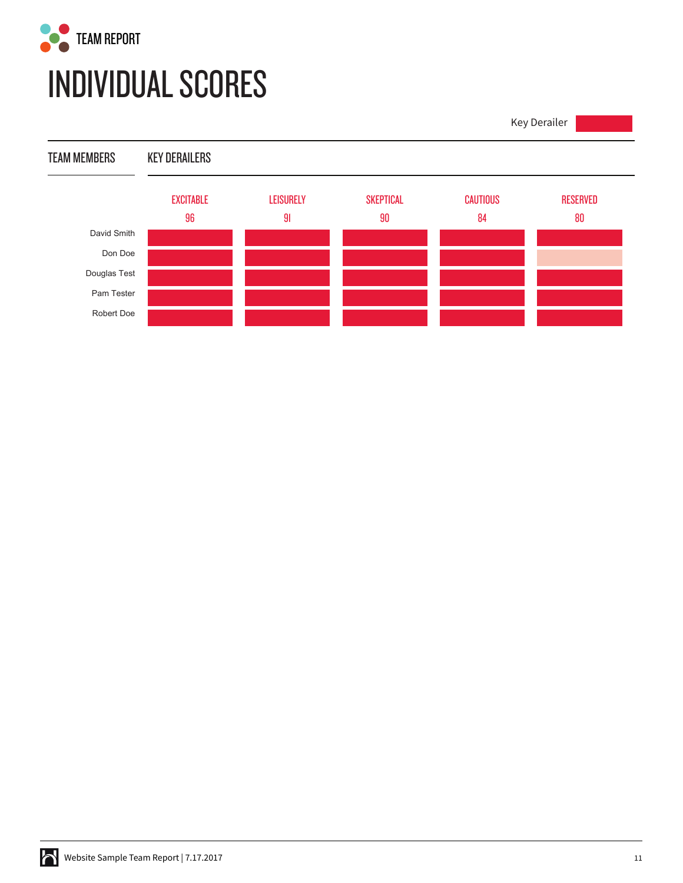TEAM REPORT

# INDIVIDUAL SCORES

Key Derailer

| TEAM MEMBERS | EXCITABLE 96 | LEISURELY 91 | SKEPTICAL 90 | CAUTIOUS 84 | RESERVED 80 |
|---|---|---|---|---|---|
| David Smith | Key Derailer | Key Derailer | Key Derailer | Key Derailer | Key Derailer |
| Don Doe | Key Derailer | Key Derailer | Key Derailer | Key Derailer | |
| Douglas Test | Key Derailer | Key Derailer | Key Derailer | Key Derailer | Key Derailer |
| Pam Tester | Key Derailer | Key Derailer | Key Derailer | Key Derailer | Key Derailer |
| Robert Doe | Key Derailer | Key Derailer | Key Derailer | Key Derailer | Key Derailer |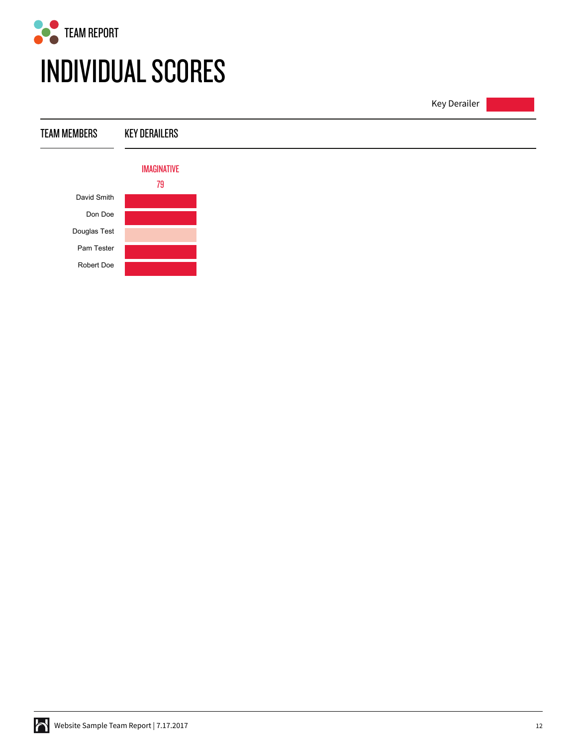TEAM REPORT

# INDIVIDUAL SCORES

Key Derailer

| TEAM MEMBERS | KEY DERAILERS |
| --- | --- |
| | IMAGINATIVE 79 |
| David Smith | |
| Don Doe | |
| Douglas Test | |
| Pam Tester | |
| Robert Doe | |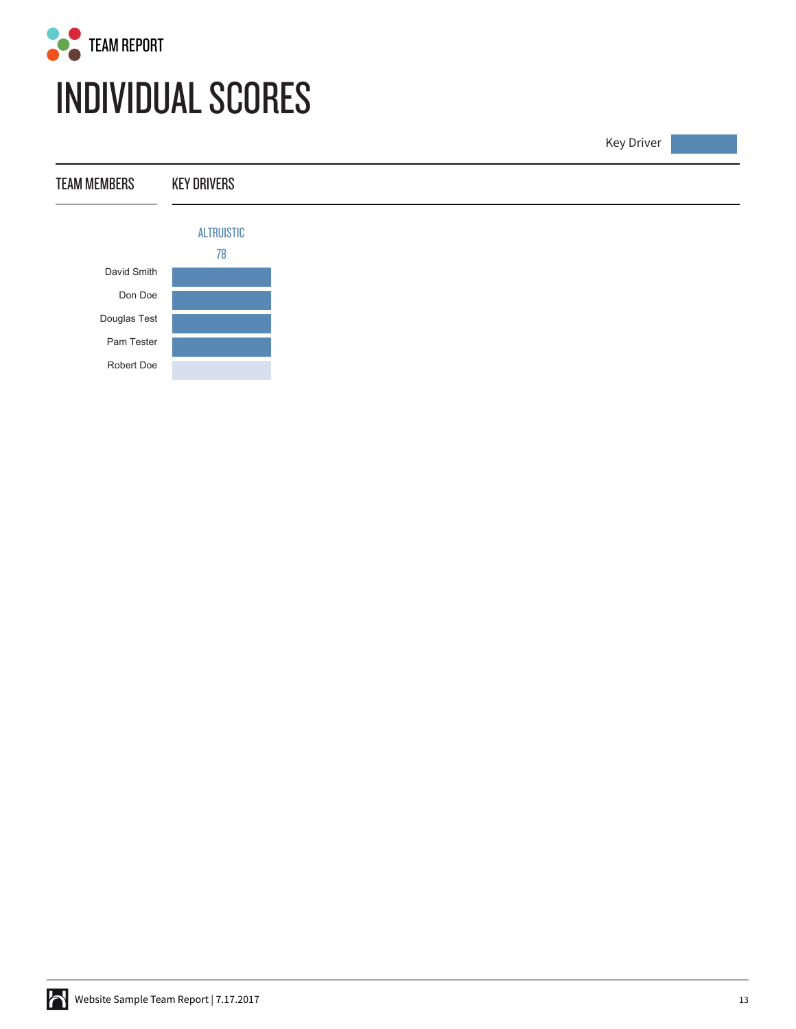TEAM REPORT

# INDIVIDUAL SCORES

Key Driver

| TEAM MEMBERS | KEY DRIVERS |
|---|---|

ALTRUISTIC

78

David Smith

Don Doe

Douglas Test

Pam Tester

Robert Doe

Website Sample Team Report | 7.17.2017